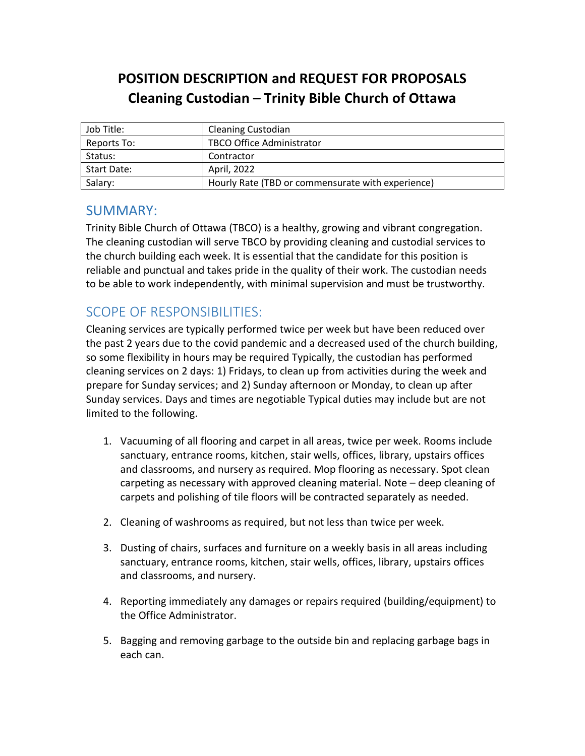# POSITION DESCRIPTION and REQUEST FOR PROPOSALS
# Cleaning Custodian – Trinity Bible Church of Ottawa

| Job Title: | Cleaning Custodian |
|---|---|
| Reports To: | TBCO Office Administrator |
| Status: | Contractor |
| Start Date: | April, 2022 |
| Salary: | Hourly Rate (TBD or commensurate with experience) |

## SUMMARY:

Trinity Bible Church of Ottawa (TBCO) is a healthy, growing and vibrant congregation. The cleaning custodian will serve TBCO by providing cleaning and custodial services to the church building each week. It is essential that the candidate for this position is reliable and punctual and takes pride in the quality of their work. The custodian needs to be able to work independently, with minimal supervision and must be trustworthy.

## SCOPE OF RESPONSIBILITIES:

Cleaning services are typically performed twice per week but have been reduced over the past 2 years due to the covid pandemic and a decreased used of the church building, so some flexibility in hours may be required Typically, the custodian has performed cleaning services on 2 days: 1) Fridays, to clean up from activities during the week and prepare for Sunday services; and 2) Sunday afternoon or Monday, to clean up after Sunday services. Days and times are negotiable Typical duties may include but are not limited to the following.

1. Vacuuming of all flooring and carpet in all areas, twice per week. Rooms include sanctuary, entrance rooms, kitchen, stair wells, offices, library, upstairs offices and classrooms, and nursery as required. Mop flooring as necessary. Spot clean carpeting as necessary with approved cleaning material. Note – deep cleaning of carpets and polishing of tile floors will be contracted separately as needed.

2. Cleaning of washrooms as required, but not less than twice per week.

3. Dusting of chairs, surfaces and furniture on a weekly basis in all areas including sanctuary, entrance rooms, kitchen, stair wells, offices, library, upstairs offices and classrooms, and nursery.

4. Reporting immediately any damages or repairs required (building/equipment) to the Office Administrator.

5. Bagging and removing garbage to the outside bin and replacing garbage bags in each can.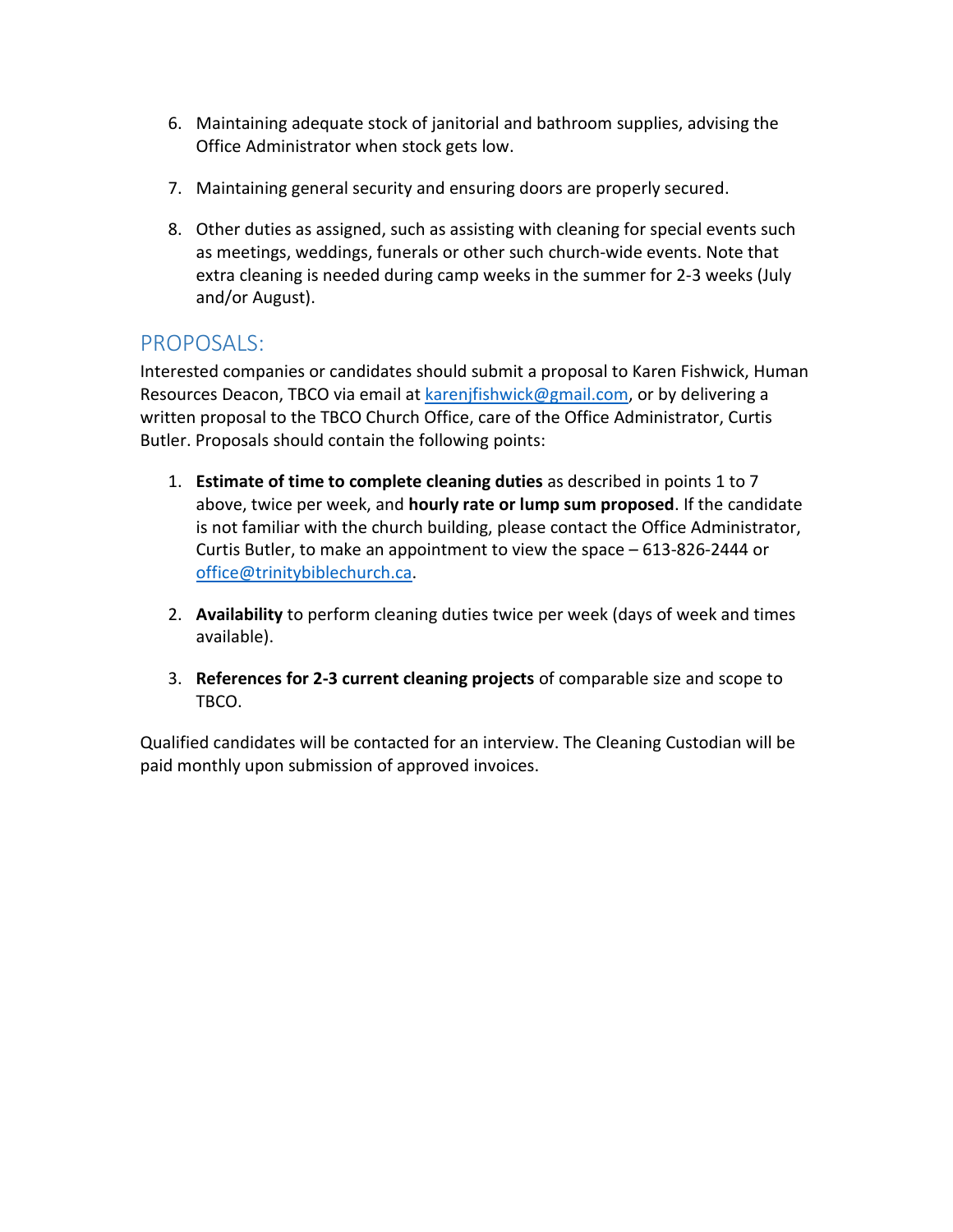6. Maintaining adequate stock of janitorial and bathroom supplies, advising the Office Administrator when stock gets low.

7. Maintaining general security and ensuring doors are properly secured.

8. Other duties as assigned, such as assisting with cleaning for special events such as meetings, weddings, funerals or other such church-wide events. Note that extra cleaning is needed during camp weeks in the summer for 2-3 weeks (July and/or August).

## PROPOSALS:

Interested companies or candidates should submit a proposal to Karen Fishwick, Human Resources Deacon, TBCO via email at karenjfishwick@gmail.com, or by delivering a written proposal to the TBCO Church Office, care of the Office Administrator, Curtis Butler. Proposals should contain the following points:

1. **Estimate of time to complete cleaning duties** as described in points 1 to 7 above, twice per week, and **hourly rate or lump sum proposed**. If the candidate is not familiar with the church building, please contact the Office Administrator, Curtis Butler, to make an appointment to view the space – 613-826-2444 or office@trinitybiblechurch.ca.

2. **Availability** to perform cleaning duties twice per week (days of week and times available).

3. **References for 2-3 current cleaning projects** of comparable size and scope to TBCO.

Qualified candidates will be contacted for an interview. The Cleaning Custodian will be paid monthly upon submission of approved invoices.